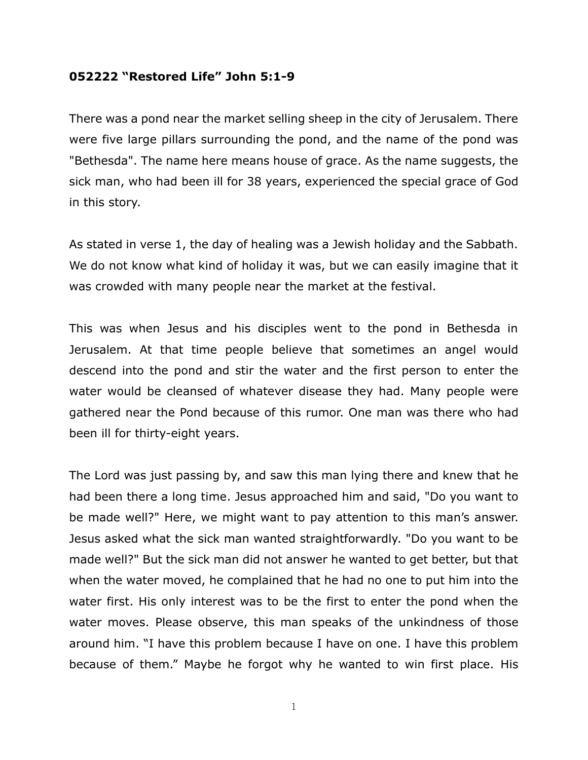**052222 "Restored Life" John 5:1-9**

There was a pond near the market selling sheep in the city of Jerusalem. There were five large pillars surrounding the pond, and the name of the pond was "Bethesda". The name here means house of grace. As the name suggests, the sick man, who had been ill for 38 years, experienced the special grace of God in this story.

As stated in verse 1, the day of healing was a Jewish holiday and the Sabbath. We do not know what kind of holiday it was, but we can easily imagine that it was crowded with many people near the market at the festival.

This was when Jesus and his disciples went to the pond in Bethesda in Jerusalem. At that time people believe that sometimes an angel would descend into the pond and stir the water and the first person to enter the water would be cleansed of whatever disease they had. Many people were gathered near the Pond because of this rumor. One man was there who had been ill for thirty-eight years.

The Lord was just passing by, and saw this man lying there and knew that he had been there a long time. Jesus approached him and said, "Do you want to be made well?" Here, we might want to pay attention to this man's answer. Jesus asked what the sick man wanted straightforwardly. "Do you want to be made well?" But the sick man did not answer he wanted to get better, but that when the water moved, he complained that he had no one to put him into the water first. His only interest was to be the first to enter the pond when the water moves. Please observe, this man speaks of the unkindness of those around him. "I have this problem because I have on one. I have this problem because of them." Maybe he forgot why he wanted to win first place. His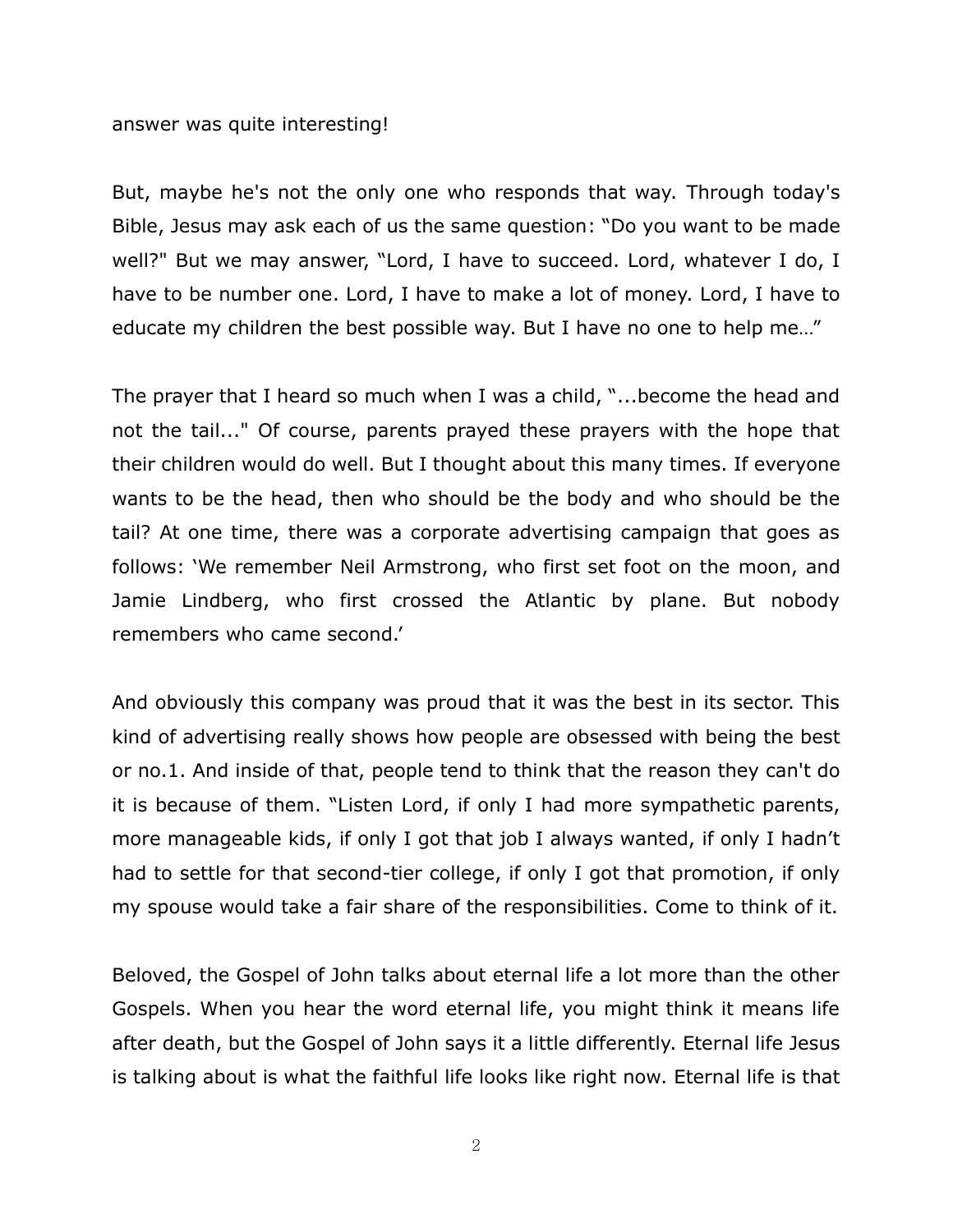answer was quite interesting!

But, maybe he's not the only one who responds that way. Through today's Bible, Jesus may ask each of us the same question: "Do you want to be made well?" But we may answer, "Lord, I have to succeed. Lord, whatever I do, I have to be number one. Lord, I have to make a lot of money. Lord, I have to educate my children the best possible way. But I have no one to help me…"

The prayer that I heard so much when I was a child, "...become the head and not the tail..." Of course, parents prayed these prayers with the hope that their children would do well. But I thought about this many times. If everyone wants to be the head, then who should be the body and who should be the tail? At one time, there was a corporate advertising campaign that goes as follows: 'We remember Neil Armstrong, who first set foot on the moon, and Jamie Lindberg, who first crossed the Atlantic by plane. But nobody remembers who came second.'

And obviously this company was proud that it was the best in its sector. This kind of advertising really shows how people are obsessed with being the best or no.1. And inside of that, people tend to think that the reason they can't do it is because of them. "Listen Lord, if only I had more sympathetic parents, more manageable kids, if only I got that job I always wanted, if only I hadn't had to settle for that second-tier college, if only I got that promotion, if only my spouse would take a fair share of the responsibilities. Come to think of it.

Beloved, the Gospel of John talks about eternal life a lot more than the other Gospels. When you hear the word eternal life, you might think it means life after death, but the Gospel of John says it a little differently. Eternal life Jesus is talking about is what the faithful life looks like right now. Eternal life is that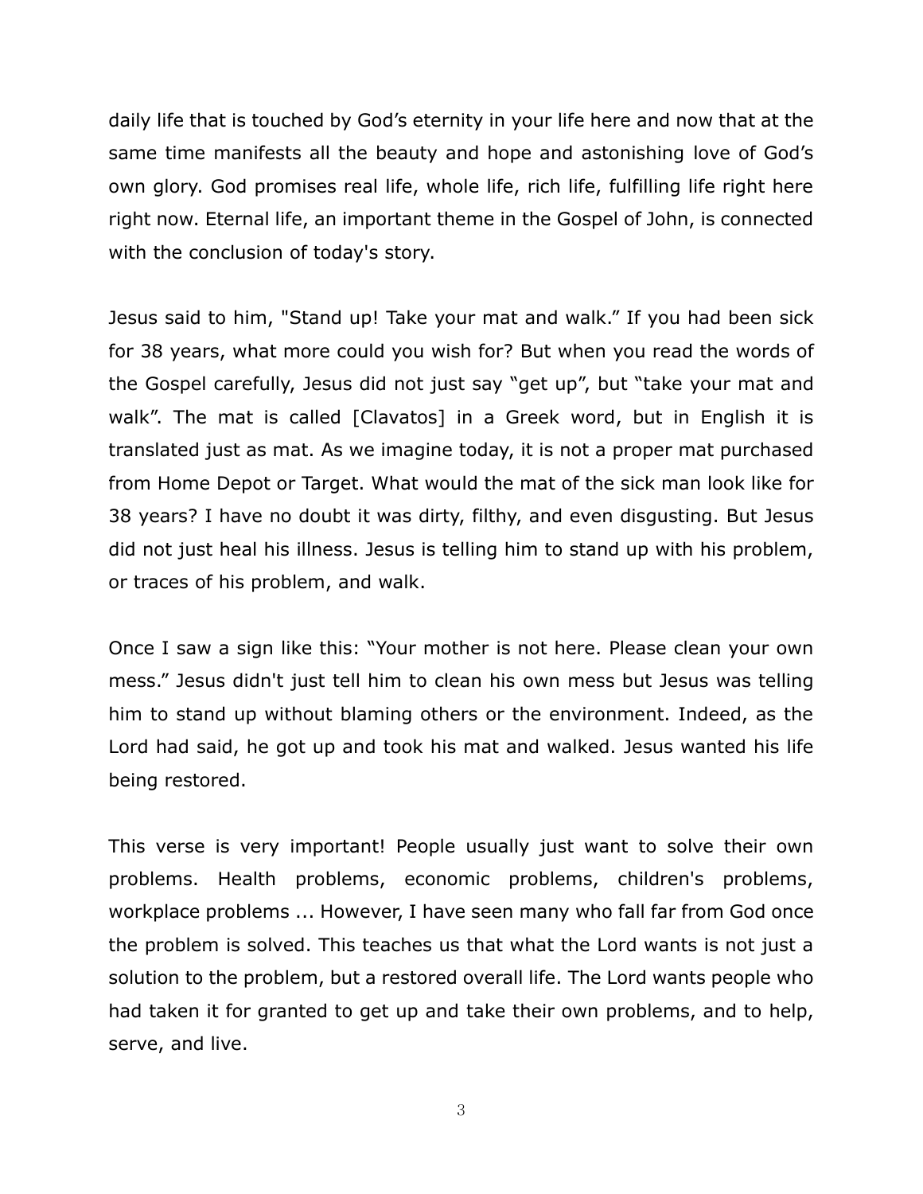daily life that is touched by God's eternity in your life here and now that at the same time manifests all the beauty and hope and astonishing love of God's own glory. God promises real life, whole life, rich life, fulfilling life right here right now. Eternal life, an important theme in the Gospel of John, is connected with the conclusion of today's story.

Jesus said to him, "Stand up! Take your mat and walk." If you had been sick for 38 years, what more could you wish for? But when you read the words of the Gospel carefully, Jesus did not just say "get up", but "take your mat and walk". The mat is called [Clavatos] in a Greek word, but in English it is translated just as mat. As we imagine today, it is not a proper mat purchased from Home Depot or Target. What would the mat of the sick man look like for 38 years? I have no doubt it was dirty, filthy, and even disgusting. But Jesus did not just heal his illness. Jesus is telling him to stand up with his problem, or traces of his problem, and walk.

Once I saw a sign like this: "Your mother is not here. Please clean your own mess." Jesus didn't just tell him to clean his own mess but Jesus was telling him to stand up without blaming others or the environment. Indeed, as the Lord had said, he got up and took his mat and walked. Jesus wanted his life being restored.

This verse is very important! People usually just want to solve their own problems. Health problems, economic problems, children's problems, workplace problems ... However, I have seen many who fall far from God once the problem is solved. This teaches us that what the Lord wants is not just a solution to the problem, but a restored overall life. The Lord wants people who had taken it for granted to get up and take their own problems, and to help, serve, and live.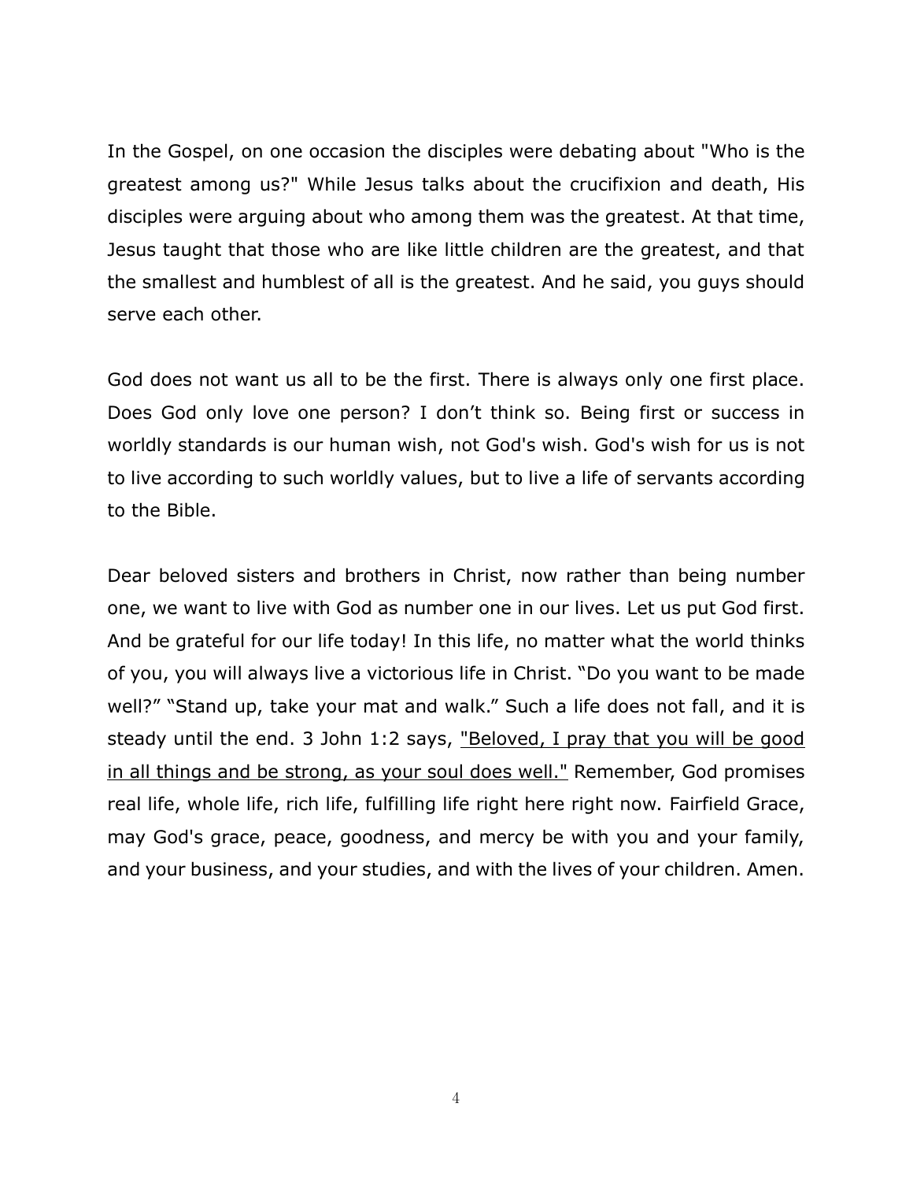In the Gospel, on one occasion the disciples were debating about "Who is the greatest among us?" While Jesus talks about the crucifixion and death, His disciples were arguing about who among them was the greatest. At that time, Jesus taught that those who are like little children are the greatest, and that the smallest and humblest of all is the greatest. And he said, you guys should serve each other.

God does not want us all to be the first. There is always only one first place. Does God only love one person? I don't think so. Being first or success in worldly standards is our human wish, not God's wish. God's wish for us is not to live according to such worldly values, but to live a life of servants according to the Bible.

Dear beloved sisters and brothers in Christ, now rather than being number one, we want to live with God as number one in our lives. Let us put God first. And be grateful for our life today! In this life, no matter what the world thinks of you, you will always live a victorious life in Christ. "Do you want to be made well?" "Stand up, take your mat and walk." Such a life does not fall, and it is steady until the end. 3 John 1:2 says, <u>"Beloved, I pray that you will be good in all things and be strong, as your soul does well."</u> Remember, God promises real life, whole life, rich life, fulfilling life right here right now. Fairfield Grace, may God's grace, peace, goodness, and mercy be with you and your family, and your business, and your studies, and with the lives of your children. Amen.